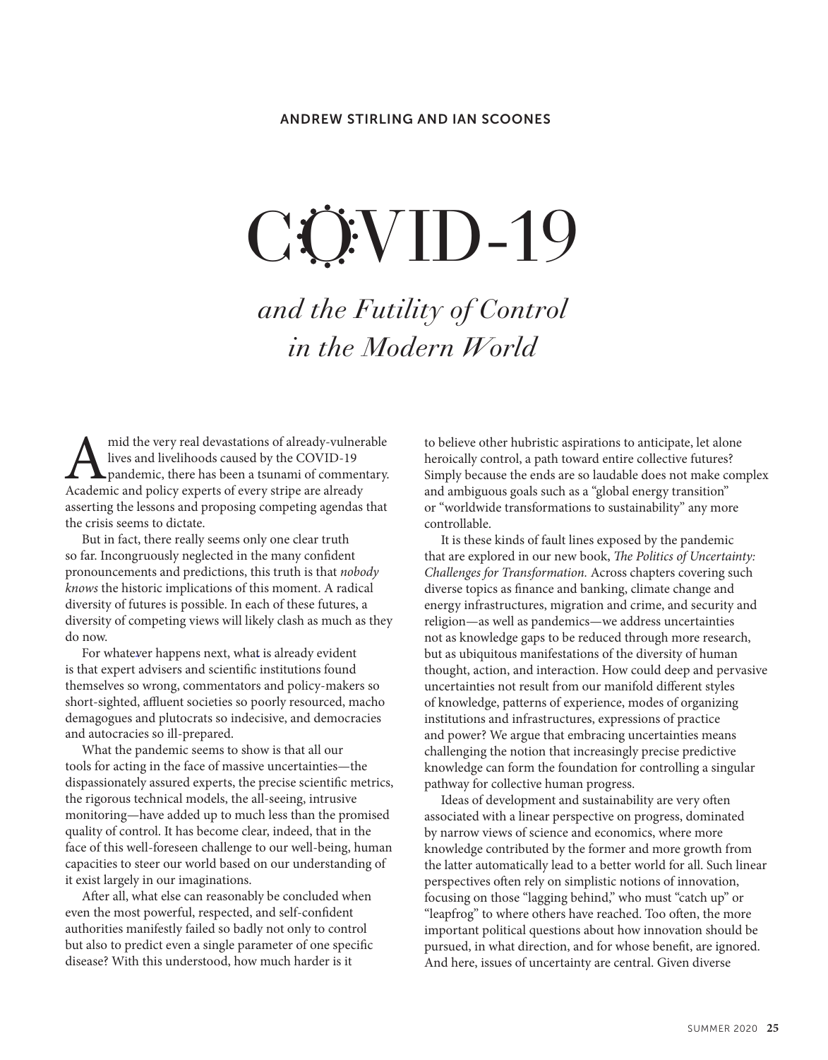**ANDREW STIRLING AND IAN SCOONES**

# COVID-19

## *and the Futility of Control in the Modern World*

Amid the very real devastations of already-vulnerable lives and livelihoods caused by the COVID-19 pandemic, there has been a tsunami of commentary. Academic and policy experts of every stripe are already asserting the lessons and proposing competing agendas that the crisis seems to dictate.

But in fact, there really seems only one clear truth so far. Incongruously neglected in the many confident pronouncements and predictions, this truth is that *nobody knows* the historic implications of this moment. A radical diversity of futures is possible. In each of these futures, a diversity of competing views will likely clash as much as they do now.

For whatever happens next, what is already evident is that expert advisers and scientific institutions found themselves so wrong, commentators and policy-makers so short-sighted, affluent societies so poorly resourced, macho demagogues and plutocrats so indecisive, and democracies and autocracies so ill-prepared.

What the pandemic seems to show is that all our tools for acting in the face of massive uncertainties—the dispassionately assured experts, the precise scientific metrics, the rigorous technical models, the all-seeing, intrusive monitoring—have added up to much less than the promised quality of control. It has become clear, indeed, that in the face of this well-foreseen challenge to our well-being, human capacities to steer our world based on our understanding of it exist largely in our imaginations.

After all, what else can reasonably be concluded when even the most powerful, respected, and self-confident authorities manifestly failed so badly not only to control but also to predict even a single parameter of one specific disease? With this understood, how much harder is it to believe other hubristic aspirations to anticipate, let alone heroically control, a path toward entire collective futures? Simply because the ends are so laudable does not make complex and ambiguous goals such as a "global energy transition" or "worldwide transformations to sustainability" any more controllable.

It is these kinds of fault lines exposed by the pandemic that are explored in our new book, *The Politics of Uncertainty: Challenges for Transformation.* Across chapters covering such diverse topics as finance and banking, climate change and energy infrastructures, migration and crime, and security and religion—as well as pandemics—we address uncertainties not as knowledge gaps to be reduced through more research, but as ubiquitous manifestations of the diversity of human thought, action, and interaction. How could deep and pervasive uncertainties not result from our manifold different styles of knowledge, patterns of experience, modes of organizing institutions and infrastructures, expressions of practice and power? We argue that embracing uncertainties means challenging the notion that increasingly precise predictive knowledge can form the foundation for controlling a singular pathway for collective human progress.

Ideas of development and sustainability are very often associated with a linear perspective on progress, dominated by narrow views of science and economics, where more knowledge contributed by the former and more growth from the latter automatically lead to a better world for all. Such linear perspectives often rely on simplistic notions of innovation, focusing on those "lagging behind," who must "catch up" or "leapfrog" to where others have reached. Too often, the more important political questions about how innovation should be pursued, in what direction, and for whose benefit, are ignored. And here, issues of uncertainty are central. Given diverse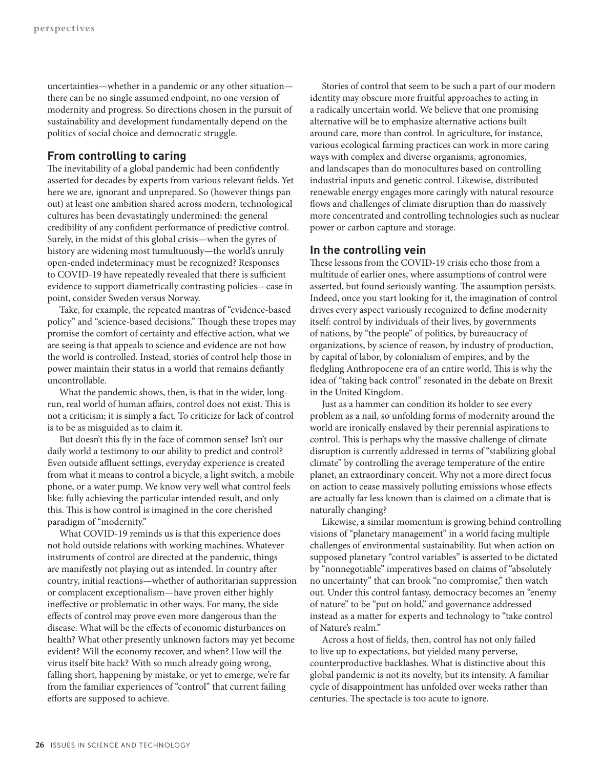uncertainties—whether in a pandemic or any other situation—there can be no single assumed endpoint, no one version of modernity and progress. So directions chosen in the pursuit of sustainability and development fundamentally depend on the politics of social choice and democratic struggle.

## From controlling to caring

The inevitability of a global pandemic had been confidently asserted for decades by experts from various relevant fields. Yet here we are, ignorant and unprepared. So (however things pan out) at least one ambition shared across modern, technological cultures has been devastatingly undermined: the general credibility of any confident performance of predictive control. Surely, in the midst of this global crisis—when the gyres of history are widening most tumultuously—the world's unruly open-ended indeterminacy must be recognized? Responses to COVID-19 have repeatedly revealed that there is sufficient evidence to support diametrically contrasting policies—case in point, consider Sweden versus Norway.

Take, for example, the repeated mantras of "evidence-based policy" and "science-based decisions." Though these tropes may promise the comfort of certainty and effective action, what we are seeing is that appeals to science and evidence are not how the world is controlled. Instead, stories of control help those in power maintain their status in a world that remains defiantly uncontrollable.

What the pandemic shows, then, is that in the wider, long-run, real world of human affairs, control does not exist. This is not a criticism; it is simply a fact. To criticize for lack of control is to be as misguided as to claim it.

But doesn't this fly in the face of common sense? Isn't our daily world a testimony to our ability to predict and control? Even outside affluent settings, everyday experience is created from what it means to control a bicycle, a light switch, a mobile phone, or a water pump. We know very well what control feels like: fully achieving the particular intended result, and only this. This is how control is imagined in the core cherished paradigm of "modernity."

What COVID-19 reminds us is that this experience does not hold outside relations with working machines. Whatever instruments of control are directed at the pandemic, things are manifestly not playing out as intended. In country after country, initial reactions—whether of authoritarian suppression or complacent exceptionalism—have proven either highly ineffective or problematic in other ways. For many, the side effects of control may prove even more dangerous than the disease. What will be the effects of economic disturbances on health? What other presently unknown factors may yet become evident? Will the economy recover, and when? How will the virus itself bite back? With so much already going wrong, falling short, happening by mistake, or yet to emerge, we're far from the familiar experiences of "control" that current failing efforts are supposed to achieve.

Stories of control that seem to be such a part of our modern identity may obscure more fruitful approaches to acting in a radically uncertain world. We believe that one promising alternative will be to emphasize alternative actions built around care, more than control. In agriculture, for instance, various ecological farming practices can work in more caring ways with complex and diverse organisms, agronomies, and landscapes than do monocultures based on controlling industrial inputs and genetic control. Likewise, distributed renewable energy engages more caringly with natural resource flows and challenges of climate disruption than do massively more concentrated and controlling technologies such as nuclear power or carbon capture and storage.

## In the controlling vein

These lessons from the COVID-19 crisis echo those from a multitude of earlier ones, where assumptions of control were asserted, but found seriously wanting. The assumption persists. Indeed, once you start looking for it, the imagination of control drives every aspect variously recognized to define modernity itself: control by individuals of their lives, by governments of nations, by "the people" of politics, by bureaucracy of organizations, by science of reason, by industry of production, by capital of labor, by colonialism of empires, and by the fledgling Anthropocene era of an entire world. This is why the idea of "taking back control" resonated in the debate on Brexit in the United Kingdom.

Just as a hammer can condition its holder to see every problem as a nail, so unfolding forms of modernity around the world are ironically enslaved by their perennial aspirations to control. This is perhaps why the massive challenge of climate disruption is currently addressed in terms of "stabilizing global climate" by controlling the average temperature of the entire planet, an extraordinary conceit. Why not a more direct focus on action to cease massively polluting emissions whose effects are actually far less known than is claimed on a climate that is naturally changing?

Likewise, a similar momentum is growing behind controlling visions of "planetary management" in a world facing multiple challenges of environmental sustainability. But when action on supposed planetary "control variables" is asserted to be dictated by "nonnegotiable" imperatives based on claims of "absolutely no uncertainty" that can brook "no compromise," then watch out. Under this control fantasy, democracy becomes an "enemy of nature" to be "put on hold," and governance addressed instead as a matter for experts and technology to "take control of Nature's realm."

Across a host of fields, then, control has not only failed to live up to expectations, but yielded many perverse, counterproductive backlashes. What is distinctive about this global pandemic is not its novelty, but its intensity. A familiar cycle of disappointment has unfolded over weeks rather than centuries. The spectacle is too acute to ignore.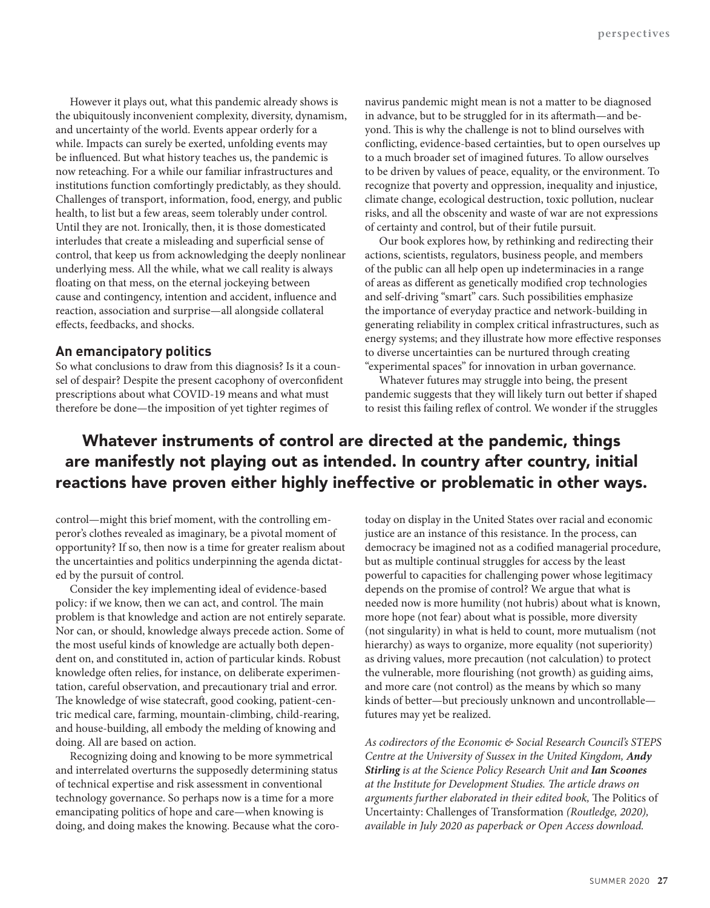However it plays out, what this pandemic already shows is the ubiquitously inconvenient complexity, diversity, dynamism, and uncertainty of the world. Events appear orderly for a while. Impacts can surely be exerted, unfolding events may be influenced. But what history teaches us, the pandemic is now reteaching. For a while our familiar infrastructures and institutions function comfortingly predictably, as they should. Challenges of transport, information, food, energy, and public health, to list but a few areas, seem tolerably under control. Until they are not. Ironically, then, it is those domesticated interludes that create a misleading and superficial sense of control, that keep us from acknowledging the deeply nonlinear underlying mess. All the while, what we call reality is always floating on that mess, on the eternal jockeying between cause and contingency, intention and accident, influence and reaction, association and surprise—all alongside collateral effects, feedbacks, and shocks.

## An emancipatory politics

So what conclusions to draw from this diagnosis? Is it a counsel of despair? Despite the present cacophony of overconfident prescriptions about what COVID-19 means and what must therefore be done—the imposition of yet tighter regimes of control—might this brief moment, with the controlling emperor's clothes revealed as imaginary, be a pivotal moment of opportunity? If so, then now is a time for greater realism about the uncertainties and politics underpinning the agenda dictated by the pursuit of control.

Consider the key implementing ideal of evidence-based policy: if we know, then we can act, and control. The main problem is that knowledge and action are not entirely separate. Nor can, or should, knowledge always precede action. Some of the most useful kinds of knowledge are actually both dependent on, and constituted in, action of particular kinds. Robust knowledge often relies, for instance, on deliberate experimentation, careful observation, and precautionary trial and error. The knowledge of wise statecraft, good cooking, patient-centric medical care, farming, mountain-climbing, child-rearing, and house-building, all embody the melding of knowing and doing. All are based on action.

Recognizing doing and knowing to be more symmetrical and interrelated overturns the supposedly determining status of technical expertise and risk assessment in conventional technology governance. So perhaps now is a time for a more emancipating politics of hope and care—when knowing is doing, and doing makes the knowing. Because what the coronavirus pandemic might mean is not a matter to be diagnosed in advance, but to be struggled for in its aftermath—and beyond. This is why the challenge is not to blind ourselves with conflicting, evidence-based certainties, but to open ourselves up to a much broader set of imagined futures. To allow ourselves to be driven by values of peace, equality, or the environment. To recognize that poverty and oppression, inequality and injustice, climate change, ecological destruction, toxic pollution, nuclear risks, and all the obscenity and waste of war are not expressions of certainty and control, but of their futile pursuit.

Our book explores how, by rethinking and redirecting their actions, scientists, regulators, business people, and members of the public can all help open up indeterminacies in a range of areas as different as genetically modified crop technologies and self-driving "smart" cars. Such possibilities emphasize the importance of everyday practice and network-building in generating reliability in complex critical infrastructures, such as energy systems; and they illustrate how more effective responses to diverse uncertainties can be nurtured through creating "experimental spaces" for innovation in urban governance.

Whatever futures may struggle into being, the present pandemic suggests that they will likely turn out better if shaped to resist this failing reflex of control. We wonder if the struggles today on display in the United States over racial and economic justice are an instance of this resistance. In the process, can democracy be imagined not as a codified managerial procedure, but as multiple continual struggles for access by the least powerful to capacities for challenging power whose legitimacy depends on the promise of control? We argue that what is needed now is more humility (not hubris) about what is known, more hope (not fear) about what is possible, more diversity (not singularity) in what is held to count, more mutualism (not hierarchy) as ways to organize, more equality (not superiority) as driving values, more precaution (not calculation) to protect the vulnerable, more flourishing (not growth) as guiding aims, and more care (not control) as the means by which so many kinds of better—but preciously unknown and uncontrollable—futures may yet be realized.

**Whatever instruments of control are directed at the pandemic, things are manifestly not playing out as intended. In country after country, initial reactions have proven either highly ineffective or problematic in other ways.**

*As codirectors of the Economic & Social Research Council's STEPS Centre at the University of Sussex in the United Kingdom,* ***Andy Stirling*** *is at the Science Policy Research Unit and* ***Ian Scoones*** *at the Institute for Development Studies. The article draws on arguments further elaborated in their edited book,* The Politics of Uncertainty: Challenges of Transformation *(Routledge, 2020), available in July 2020 as paperback or Open Access download.*